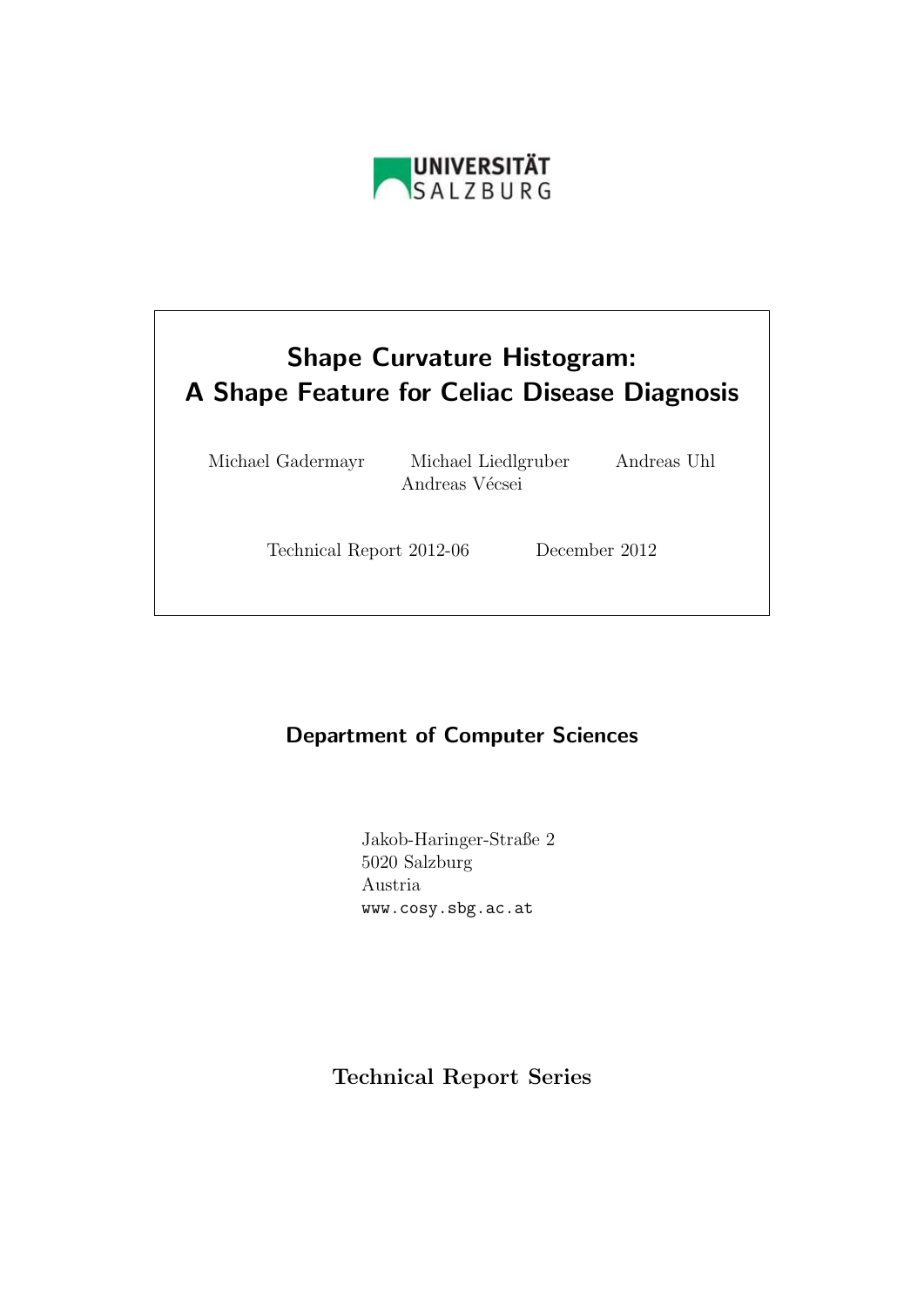UNIVERSITÄT
SALZBURG

# Shape Curvature Histogram: A Shape Feature for Celiac Disease Diagnosis

Michael Gadermayr  Michael Liedlgruber  Andreas Uhl
Andreas Vécsei

Technical Report 2012-06  December 2012

## Department of Computer Sciences

Jakob-Haringer-Straße 2
5020 Salzburg
Austria
www.cosy.sbg.ac.at

**Technical Report Series**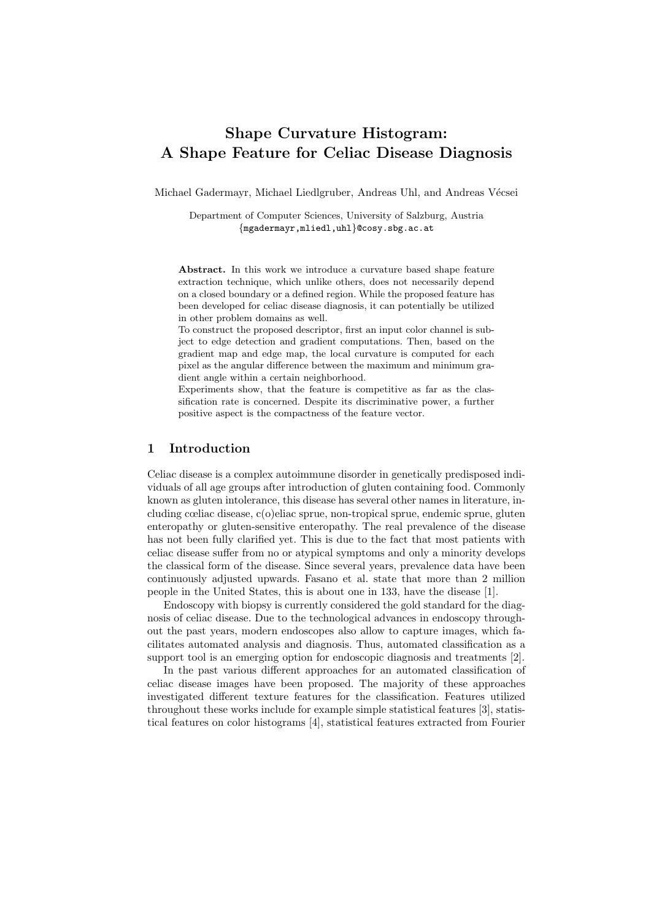# Shape Curvature Histogram: A Shape Feature for Celiac Disease Diagnosis

Michael Gadermayr, Michael Liedlgruber, Andreas Uhl, and Andreas Vécsei

Department of Computer Sciences, University of Salzburg, Austria
{mgadermayr,mliedl,uhl}@cosy.sbg.ac.at

**Abstract.** In this work we introduce a curvature based shape feature extraction technique, which unlike others, does not necessarily depend on a closed boundary or a defined region. While the proposed feature has been developed for celiac disease diagnosis, it can potentially be utilized in other problem domains as well.
To construct the proposed descriptor, first an input color channel is subject to edge detection and gradient computations. Then, based on the gradient map and edge map, the local curvature is computed for each pixel as the angular difference between the maximum and minimum gradient angle within a certain neighborhood.
Experiments show, that the feature is competitive as far as the classification rate is concerned. Despite its discriminative power, a further positive aspect is the compactness of the feature vector.

## 1 Introduction

Celiac disease is a complex autoimmune disorder in genetically predisposed individuals of all age groups after introduction of gluten containing food. Commonly known as gluten intolerance, this disease has several other names in literature, including cœliac disease, c(o)eliac sprue, non-tropical sprue, endemic sprue, gluten enteropathy or gluten-sensitive enteropathy. The real prevalence of the disease has not been fully clarified yet. This is due to the fact that most patients with celiac disease suffer from no or atypical symptoms and only a minority develops the classical form of the disease. Since several years, prevalence data have been continuously adjusted upwards. Fasano et al. state that more than 2 million people in the United States, this is about one in 133, have the disease [1].

Endoscopy with biopsy is currently considered the gold standard for the diagnosis of celiac disease. Due to the technological advances in endoscopy throughout the past years, modern endoscopes also allow to capture images, which facilitates automated analysis and diagnosis. Thus, automated classification as a support tool is an emerging option for endoscopic diagnosis and treatments [2].

In the past various different approaches for an automated classification of celiac disease images have been proposed. The majority of these approaches investigated different texture features for the classification. Features utilized throughout these works include for example simple statistical features [3], statistical features on color histograms [4], statistical features extracted from Fourier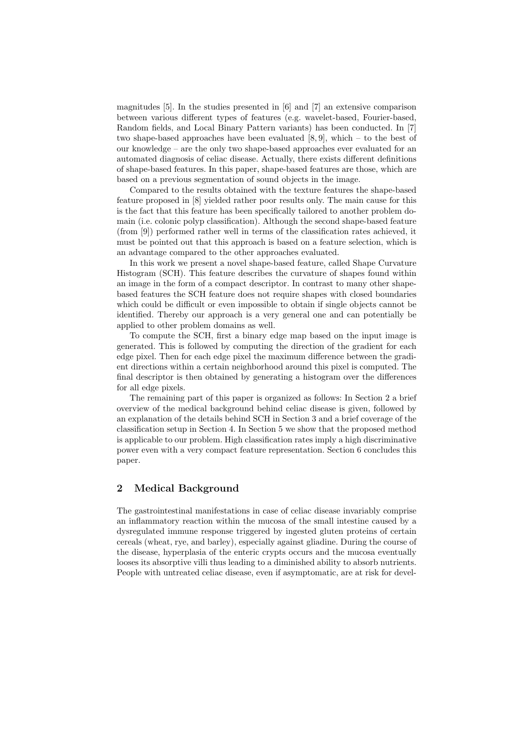magnitudes [5]. In the studies presented in [6] and [7] an extensive comparison between various different types of features (e.g. wavelet-based, Fourier-based, Random fields, and Local Binary Pattern variants) has been conducted. In [7] two shape-based approaches have been evaluated [8, 9], which – to the best of our knowledge – are the only two shape-based approaches ever evaluated for an automated diagnosis of celiac disease. Actually, there exists different definitions of shape-based features. In this paper, shape-based features are those, which are based on a previous segmentation of sound objects in the image.

Compared to the results obtained with the texture features the shape-based feature proposed in [8] yielded rather poor results only. The main cause for this is the fact that this feature has been specifically tailored to another problem domain (i.e. colonic polyp classification). Although the second shape-based feature (from [9]) performed rather well in terms of the classification rates achieved, it must be pointed out that this approach is based on a feature selection, which is an advantage compared to the other approaches evaluated.

In this work we present a novel shape-based feature, called Shape Curvature Histogram (SCH). This feature describes the curvature of shapes found within an image in the form of a compact descriptor. In contrast to many other shape-based features the SCH feature does not require shapes with closed boundaries which could be difficult or even impossible to obtain if single objects cannot be identified. Thereby our approach is a very general one and can potentially be applied to other problem domains as well.

To compute the SCH, first a binary edge map based on the input image is generated. This is followed by computing the direction of the gradient for each edge pixel. Then for each edge pixel the maximum difference between the gradient directions within a certain neighborhood around this pixel is computed. The final descriptor is then obtained by generating a histogram over the differences for all edge pixels.

The remaining part of this paper is organized as follows: In Section 2 a brief overview of the medical background behind celiac disease is given, followed by an explanation of the details behind SCH in Section 3 and a brief coverage of the classification setup in Section 4. In Section 5 we show that the proposed method is applicable to our problem. High classification rates imply a high discriminative power even with a very compact feature representation. Section 6 concludes this paper.

## 2 Medical Background

The gastrointestinal manifestations in case of celiac disease invariably comprise an inflammatory reaction within the mucosa of the small intestine caused by a dysregulated immune response triggered by ingested gluten proteins of certain cereals (wheat, rye, and barley), especially against gliadine. During the course of the disease, hyperplasia of the enteric crypts occurs and the mucosa eventually looses its absorptive villi thus leading to a diminished ability to absorb nutrients. People with untreated celiac disease, even if asymptomatic, are at risk for devel-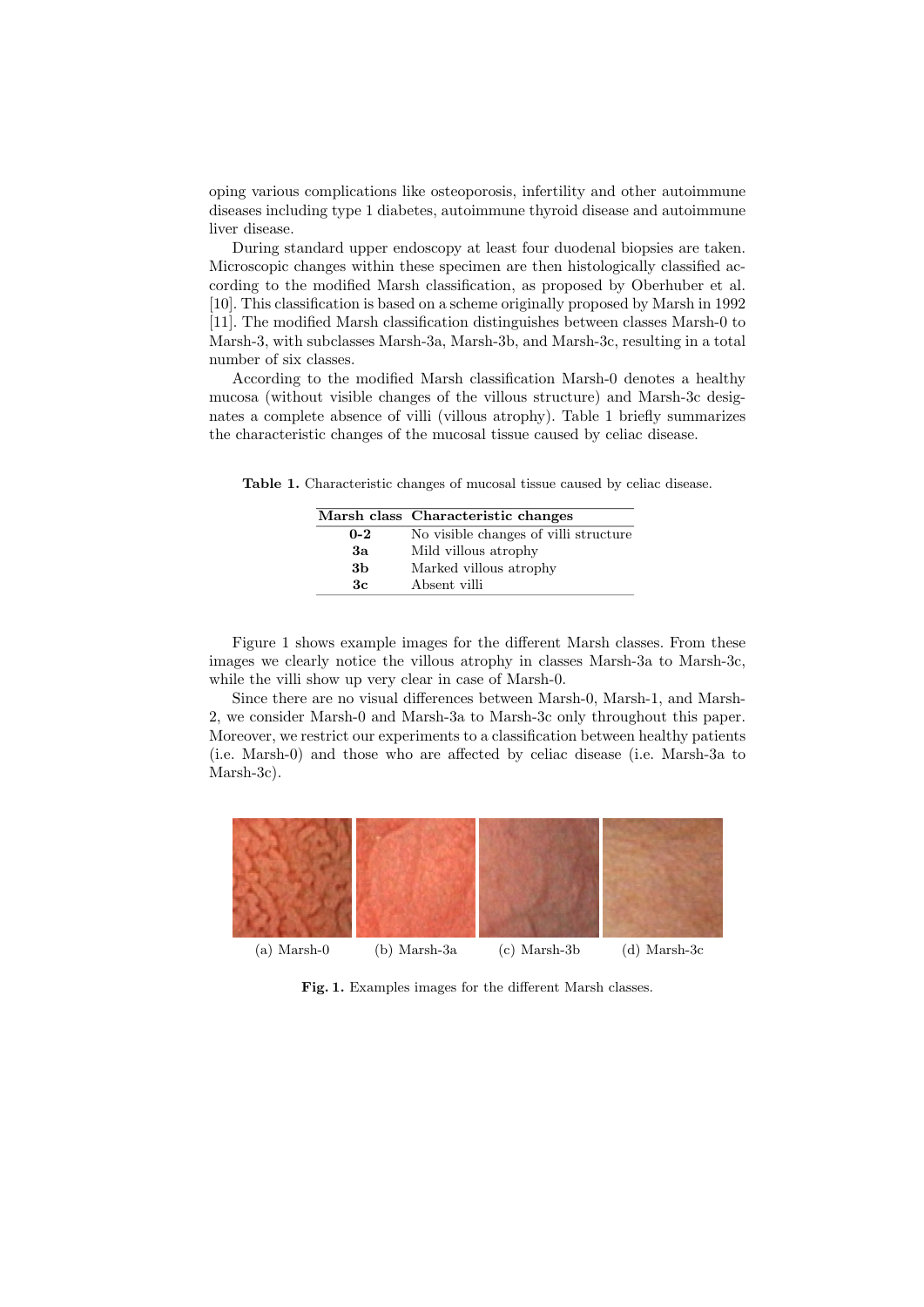oping various complications like osteoporosis, infertility and other autoimmune diseases including type 1 diabetes, autoimmune thyroid disease and autoimmune liver disease.

During standard upper endoscopy at least four duodenal biopsies are taken. Microscopic changes within these specimen are then histologically classified according to the modified Marsh classification, as proposed by Oberhuber et al. [10]. This classification is based on a scheme originally proposed by Marsh in 1992 [11]. The modified Marsh classification distinguishes between classes Marsh-0 to Marsh-3, with subclasses Marsh-3a, Marsh-3b, and Marsh-3c, resulting in a total number of six classes.

According to the modified Marsh classification Marsh-0 denotes a healthy mucosa (without visible changes of the villous structure) and Marsh-3c designates a complete absence of villi (villous atrophy). Table 1 briefly summarizes the characteristic changes of the mucosal tissue caused by celiac disease.

**Table 1.** Characteristic changes of mucosal tissue caused by celiac disease.

| Marsh class | Characteristic changes |
|---|---|
| **0-2** | No visible changes of villi structure |
| **3a** | Mild villous atrophy |
| **3b** | Marked villous atrophy |
| **3c** | Absent villi |

Figure 1 shows example images for the different Marsh classes. From these images we clearly notice the villous atrophy in classes Marsh-3a to Marsh-3c, while the villi show up very clear in case of Marsh-0.

Since there are no visual differences between Marsh-0, Marsh-1, and Marsh-2, we consider Marsh-0 and Marsh-3a to Marsh-3c only throughout this paper. Moreover, we restrict our experiments to a classification between healthy patients (i.e. Marsh-0) and those who are affected by celiac disease (i.e. Marsh-3a to Marsh-3c).

(a) Marsh-0 (b) Marsh-3a (c) Marsh-3b (d) Marsh-3c

**Fig. 1.** Examples images for the different Marsh classes.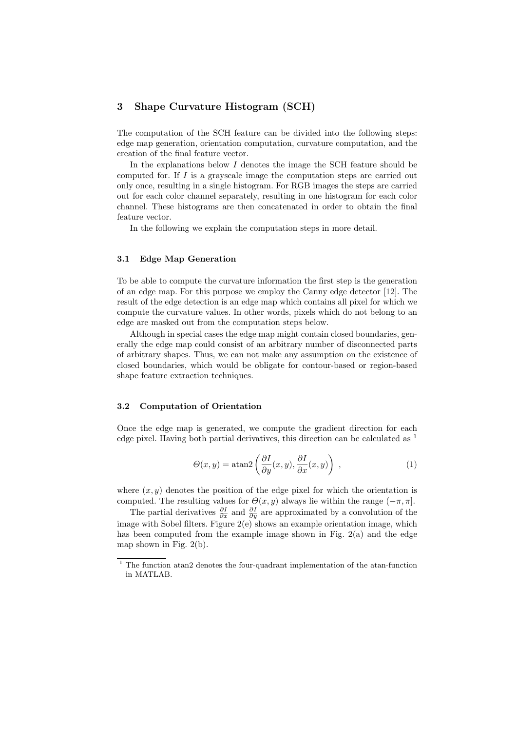## 3 Shape Curvature Histogram (SCH)

The computation of the SCH feature can be divided into the following steps: edge map generation, orientation computation, curvature computation, and the creation of the final feature vector.

In the explanations below $I$ denotes the image the SCH feature should be computed for. If $I$ is a grayscale image the computation steps are carried out only once, resulting in a single histogram. For RGB images the steps are carried out for each color channel separately, resulting in one histogram for each color channel. These histograms are then concatenated in order to obtain the final feature vector.

In the following we explain the computation steps in more detail.

### 3.1 Edge Map Generation

To be able to compute the curvature information the first step is the generation of an edge map. For this purpose we employ the Canny edge detector [12]. The result of the edge detection is an edge map which contains all pixel for which we compute the curvature values. In other words, pixels which do not belong to an edge are masked out from the computation steps below.

Although in special cases the edge map might contain closed boundaries, generally the edge map could consist of an arbitrary number of disconnected parts of arbitrary shapes. Thus, we can not make any assumption on the existence of closed boundaries, which would be obligate for contour-based or region-based shape feature extraction techniques.

### 3.2 Computation of Orientation

Once the edge map is generated, we compute the gradient direction for each edge pixel. Having both partial derivatives, this direction can be calculated as [1]

$$\Theta(x,y) = \text{atan2}\left(\frac{\partial I}{\partial y}(x,y), \frac{\partial I}{\partial x}(x,y)\right) \ , \tag{1}$$

where $(x, y)$ denotes the position of the edge pixel for which the orientation is computed. The resulting values for $\Theta(x, y)$ always lie within the range $(-\pi, \pi]$.

The partial derivatives $\frac{\partial I}{\partial x}$ and $\frac{\partial I}{\partial y}$ are approximated by a convolution of the image with Sobel filters. Figure 2(e) shows an example orientation image, which has been computed from the example image shown in Fig. 2(a) and the edge map shown in Fig. 2(b).

[1] The function atan2 denotes the four-quadrant implementation of the atan-function in MATLAB.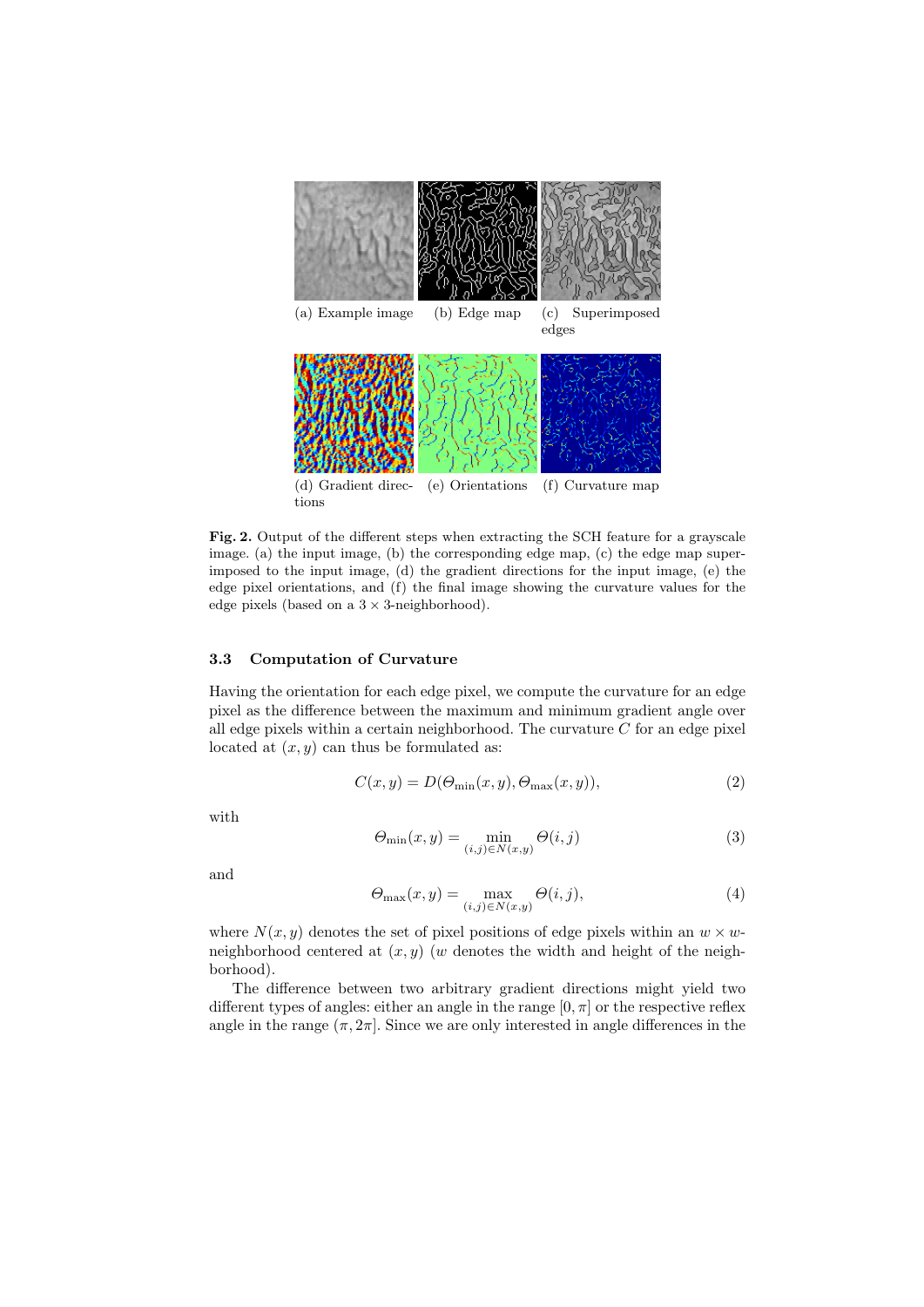(a) Example image (b) Edge map (c) Superimposed edges

(d) Gradient directions (e) Orientations (f) Curvature map

**Fig. 2.** Output of the different steps when extracting the SCH feature for a grayscale image. (a) the input image, (b) the corresponding edge map, (c) the edge map superimposed to the input image, (d) the gradient directions for the input image, (e) the edge pixel orientations, and (f) the final image showing the curvature values for the edge pixels (based on a $3 \times 3$-neighborhood).

### 3.3 Computation of Curvature

Having the orientation for each edge pixel, we compute the curvature for an edge pixel as the difference between the maximum and minimum gradient angle over all edge pixels within a certain neighborhood. The curvature $C$ for an edge pixel located at $(x, y)$ can thus be formulated as:

$$C(x, y) = D(\Theta_{\min}(x, y), \Theta_{\max}(x, y)), \tag{2}$$

with

$$\Theta_{\min}(x, y) = \min_{(i,j) \in N(x,y)} \Theta(i, j) \tag{3}$$

and

$$\Theta_{\max}(x, y) = \max_{(i,j) \in N(x,y)} \Theta(i, j), \tag{4}$$

where $N(x, y)$ denotes the set of pixel positions of edge pixels within an $w \times w$-neighborhood centered at $(x, y)$ ($w$ denotes the width and height of the neighborhood).

The difference between two arbitrary gradient directions might yield two different types of angles: either an angle in the range $[0, \pi]$ or the respective reflex angle in the range $(\pi, 2\pi]$. Since we are only interested in angle differences in the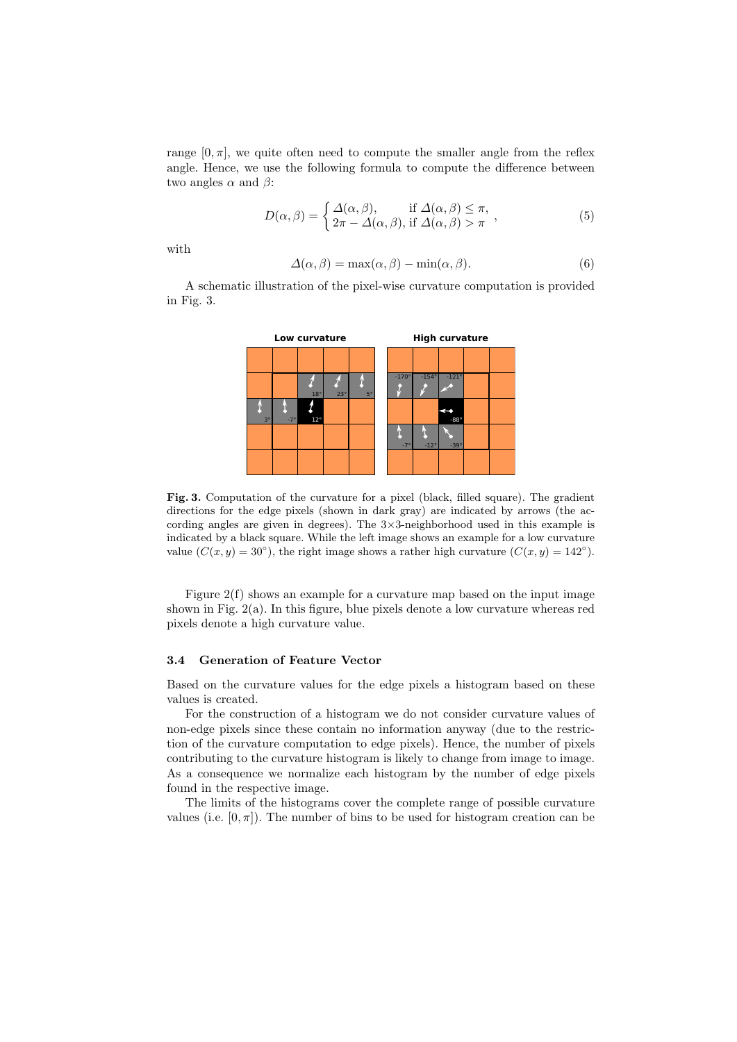range $[0, \pi]$, we quite often need to compute the smaller angle from the reflex angle. Hence, we use the following formula to compute the difference between two angles $\alpha$ and $\beta$:

$$D(\alpha, \beta) = \begin{cases} \Delta(\alpha, \beta), & \text{if } \Delta(\alpha, \beta) \leq \pi, \\ 2\pi - \Delta(\alpha, \beta), & \text{if } \Delta(\alpha, \beta) > \pi \end{cases}, \tag{5}$$

with

$$\Delta(\alpha, \beta) = \max(\alpha, \beta) - \min(\alpha, \beta). \tag{6}$$

A schematic illustration of the pixel-wise curvature computation is provided in Fig. 3.

**Fig. 3.** Computation of the curvature for a pixel (black, filled square). The gradient directions for the edge pixels (shown in dark gray) are indicated by arrows (the according angles are given in degrees). The 3×3-neighborhood used in this example is indicated by a black square. While the left image shows an example for a low curvature value ($C(x, y) = 30^{\circ}$), the right image shows a rather high curvature ($C(x, y) = 142^{\circ}$).

Figure 2(f) shows an example for a curvature map based on the input image shown in Fig. 2(a). In this figure, blue pixels denote a low curvature whereas red pixels denote a high curvature value.

### 3.4 Generation of Feature Vector

Based on the curvature values for the edge pixels a histogram based on these values is created.

For the construction of a histogram we do not consider curvature values of non-edge pixels since these contain no information anyway (due to the restriction of the curvature computation to edge pixels). Hence, the number of pixels contributing to the curvature histogram is likely to change from image to image. As a consequence we normalize each histogram by the number of edge pixels found in the respective image.

The limits of the histograms cover the complete range of possible curvature values (i.e. $[0, \pi]$). The number of bins to be used for histogram creation can be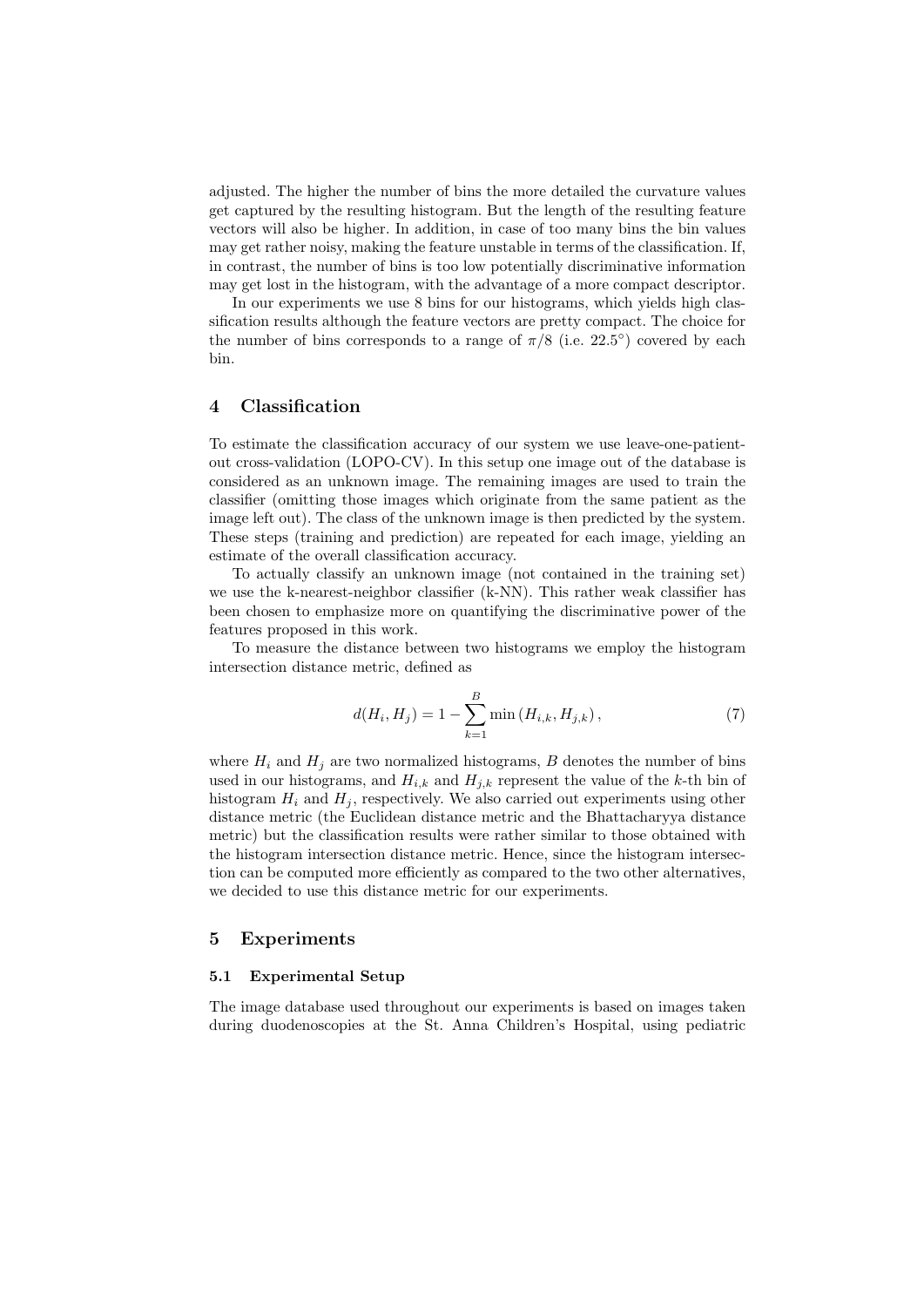adjusted. The higher the number of bins the more detailed the curvature values get captured by the resulting histogram. But the length of the resulting feature vectors will also be higher. In addition, in case of too many bins the bin values may get rather noisy, making the feature unstable in terms of the classification. If, in contrast, the number of bins is too low potentially discriminative information may get lost in the histogram, with the advantage of a more compact descriptor.

In our experiments we use 8 bins for our histograms, which yields high classification results although the feature vectors are pretty compact. The choice for the number of bins corresponds to a range of $\pi/8$ (i.e. $22.5^{\circ}$) covered by each bin.

## 4 Classification

To estimate the classification accuracy of our system we use leave-one-patient-out cross-validation (LOPO-CV). In this setup one image out of the database is considered as an unknown image. The remaining images are used to train the classifier (omitting those images which originate from the same patient as the image left out). The class of the unknown image is then predicted by the system. These steps (training and prediction) are repeated for each image, yielding an estimate of the overall classification accuracy.

To actually classify an unknown image (not contained in the training set) we use the k-nearest-neighbor classifier (k-NN). This rather weak classifier has been chosen to emphasize more on quantifying the discriminative power of the features proposed in this work.

To measure the distance between two histograms we employ the histogram intersection distance metric, defined as

$$d(H_i, H_j) = 1 - \sum_{k=1}^{B} \min\left(H_{i,k}, H_{j,k}\right), \tag{7}$$

where $H_i$ and $H_j$ are two normalized histograms, $B$ denotes the number of bins used in our histograms, and $H_{i,k}$ and $H_{j,k}$ represent the value of the $k$-th bin of histogram $H_i$ and $H_j$, respectively. We also carried out experiments using other distance metric (the Euclidean distance metric and the Bhattacharyya distance metric) but the classification results were rather similar to those obtained with the histogram intersection distance metric. Hence, since the histogram intersection can be computed more efficiently as compared to the two other alternatives, we decided to use this distance metric for our experiments.

## 5 Experiments

### 5.1 Experimental Setup

The image database used throughout our experiments is based on images taken during duodenoscopies at the St. Anna Children's Hospital, using pediatric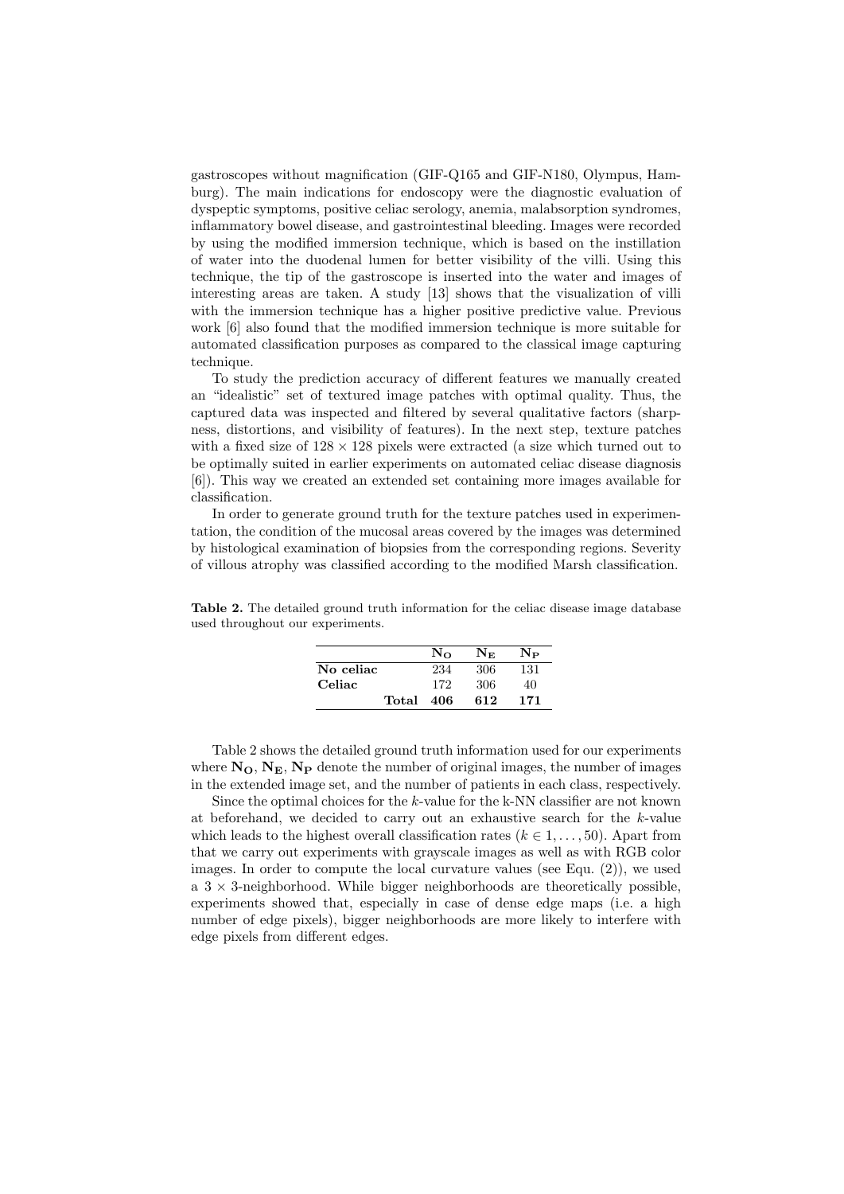gastroscopes without magnification (GIF-Q165 and GIF-N180, Olympus, Hamburg). The main indications for endoscopy were the diagnostic evaluation of dyspeptic symptoms, positive celiac serology, anemia, malabsorption syndromes, inflammatory bowel disease, and gastrointestinal bleeding. Images were recorded by using the modified immersion technique, which is based on the instillation of water into the duodenal lumen for better visibility of the villi. Using this technique, the tip of the gastroscope is inserted into the water and images of interesting areas are taken. A study [13] shows that the visualization of villi with the immersion technique has a higher positive predictive value. Previous work [6] also found that the modified immersion technique is more suitable for automated classification purposes as compared to the classical image capturing technique.

To study the prediction accuracy of different features we manually created an "idealistic" set of textured image patches with optimal quality. Thus, the captured data was inspected and filtered by several qualitative factors (sharpness, distortions, and visibility of features). In the next step, texture patches with a fixed size of $128 \times 128$ pixels were extracted (a size which turned out to be optimally suited in earlier experiments on automated celiac disease diagnosis [6]). This way we created an extended set containing more images available for classification.

In order to generate ground truth for the texture patches used in experimentation, the condition of the mucosal areas covered by the images was determined by histological examination of biopsies from the corresponding regions. Severity of villous atrophy was classified according to the modified Marsh classification.

**Table 2.** The detailed ground truth information for the celiac disease image database used throughout our experiments.

| | $\mathbf{N_O}$ | $\mathbf{N_E}$ | $\mathbf{N_P}$ |
|---|---|---|---|
| **No celiac** | 234 | 306 | 131 |
| **Celiac** | 172 | 306 | 40 |
| **Total** | **406** | **612** | **171** |

Table 2 shows the detailed ground truth information used for our experiments where $\mathbf{N_O}$, $\mathbf{N_E}$, $\mathbf{N_P}$ denote the number of original images, the number of images in the extended image set, and the number of patients in each class, respectively.

Since the optimal choices for the $k$-value for the k-NN classifier are not known at beforehand, we decided to carry out an exhaustive search for the $k$-value which leads to the highest overall classification rates ($k \in 1, \ldots, 50$). Apart from that we carry out experiments with grayscale images as well as with RGB color images. In order to compute the local curvature values (see Equ. (2)), we used a $3 \times 3$-neighborhood. While bigger neighborhoods are theoretically possible, experiments showed that, especially in case of dense edge maps (i.e. a high number of edge pixels), bigger neighborhoods are more likely to interfere with edge pixels from different edges.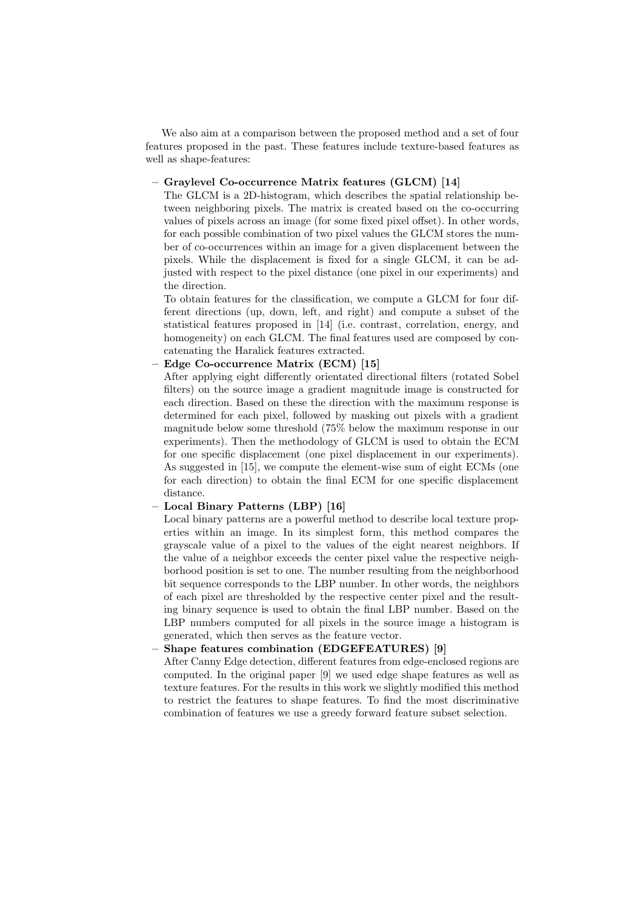We also aim at a comparison between the proposed method and a set of four features proposed in the past. These features include texture-based features as well as shape-features:

- **Graylevel Co-occurrence Matrix features (GLCM) [14]**
  The GLCM is a 2D-histogram, which describes the spatial relationship between neighboring pixels. The matrix is created based on the co-occurring values of pixels across an image (for some fixed pixel offset). In other words, for each possible combination of two pixel values the GLCM stores the number of co-occurrences within an image for a given displacement between the pixels. While the displacement is fixed for a single GLCM, it can be adjusted with respect to the pixel distance (one pixel in our experiments) and the direction.
  To obtain features for the classification, we compute a GLCM for four different directions (up, down, left, and right) and compute a subset of the statistical features proposed in [14] (i.e. contrast, correlation, energy, and homogeneity) on each GLCM. The final features used are composed by concatenating the Haralick features extracted.
- **Edge Co-occurrence Matrix (ECM) [15]**
  After applying eight differently orientated directional filters (rotated Sobel filters) on the source image a gradient magnitude image is constructed for each direction. Based on these the direction with the maximum response is determined for each pixel, followed by masking out pixels with a gradient magnitude below some threshold (75% below the maximum response in our experiments). Then the methodology of GLCM is used to obtain the ECM for one specific displacement (one pixel displacement in our experiments). As suggested in [15], we compute the element-wise sum of eight ECMs (one for each direction) to obtain the final ECM for one specific displacement distance.
- **Local Binary Patterns (LBP) [16]**
  Local binary patterns are a powerful method to describe local texture properties within an image. In its simplest form, this method compares the grayscale value of a pixel to the values of the eight nearest neighbors. If the value of a neighbor exceeds the center pixel value the respective neighborhood position is set to one. The number resulting from the neighborhood bit sequence corresponds to the LBP number. In other words, the neighbors of each pixel are thresholded by the respective center pixel and the resulting binary sequence is used to obtain the final LBP number. Based on the LBP numbers computed for all pixels in the source image a histogram is generated, which then serves as the feature vector.
- **Shape features combination (EDGEFEATURES) [9]**
  After Canny Edge detection, different features from edge-enclosed regions are computed. In the original paper [9] we used edge shape features as well as texture features. For the results in this work we slightly modified this method to restrict the features to shape features. To find the most discriminative combination of features we use a greedy forward feature subset selection.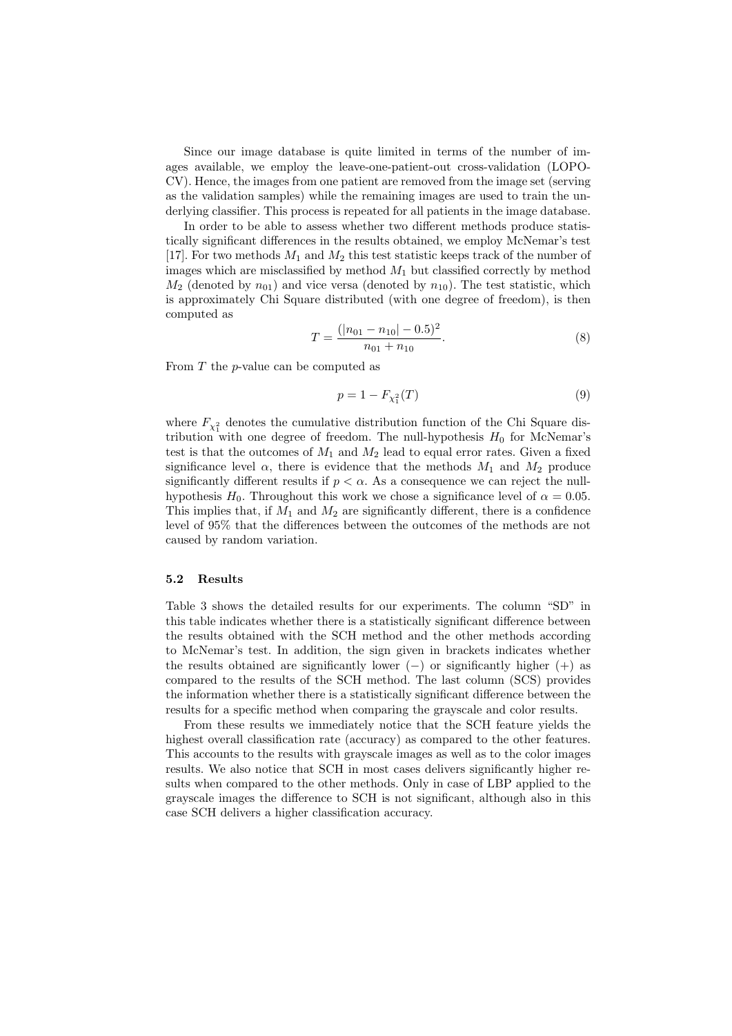Since our image database is quite limited in terms of the number of images available, we employ the leave-one-patient-out cross-validation (LOPO-CV). Hence, the images from one patient are removed from the image set (serving as the validation samples) while the remaining images are used to train the underlying classifier. This process is repeated for all patients in the image database.

In order to be able to assess whether two different methods produce statistically significant differences in the results obtained, we employ McNemar's test [17]. For two methods $M_1$ and $M_2$ this test statistic keeps track of the number of images which are misclassified by method $M_1$ but classified correctly by method $M_2$ (denoted by $n_{01}$) and vice versa (denoted by $n_{10}$). The test statistic, which is approximately Chi Square distributed (with one degree of freedom), is then computed as

$$T = \frac{(|n_{01} - n_{10}| - 0.5)^2}{n_{01} + n_{10}}. \tag{8}$$

From $T$ the $p$-value can be computed as

$$p = 1 - F_{\chi_1^2}(T) \tag{9}$$

where $F_{\chi_1^2}$ denotes the cumulative distribution function of the Chi Square distribution with one degree of freedom. The null-hypothesis $H_0$ for McNemar's test is that the outcomes of $M_1$ and $M_2$ lead to equal error rates. Given a fixed significance level $\alpha$, there is evidence that the methods $M_1$ and $M_2$ produce significantly different results if $p < \alpha$. As a consequence we can reject the null-hypothesis $H_0$. Throughout this work we chose a significance level of $\alpha = 0.05$. This implies that, if $M_1$ and $M_2$ are significantly different, there is a confidence level of 95% that the differences between the outcomes of the methods are not caused by random variation.

### 5.2 Results

Table 3 shows the detailed results for our experiments. The column "SD" in this table indicates whether there is a statistically significant difference between the results obtained with the SCH method and the other methods according to McNemar's test. In addition, the sign given in brackets indicates whether the results obtained are significantly lower (−) or significantly higher (+) as compared to the results of the SCH method. The last column (SCS) provides the information whether there is a statistically significant difference between the results for a specific method when comparing the grayscale and color results.

From these results we immediately notice that the SCH feature yields the highest overall classification rate (accuracy) as compared to the other features. This accounts to the results with grayscale images as well as to the color images results. We also notice that SCH in most cases delivers significantly higher results when compared to the other methods. Only in case of LBP applied to the grayscale images the difference to SCH is not significant, although also in this case SCH delivers a higher classification accuracy.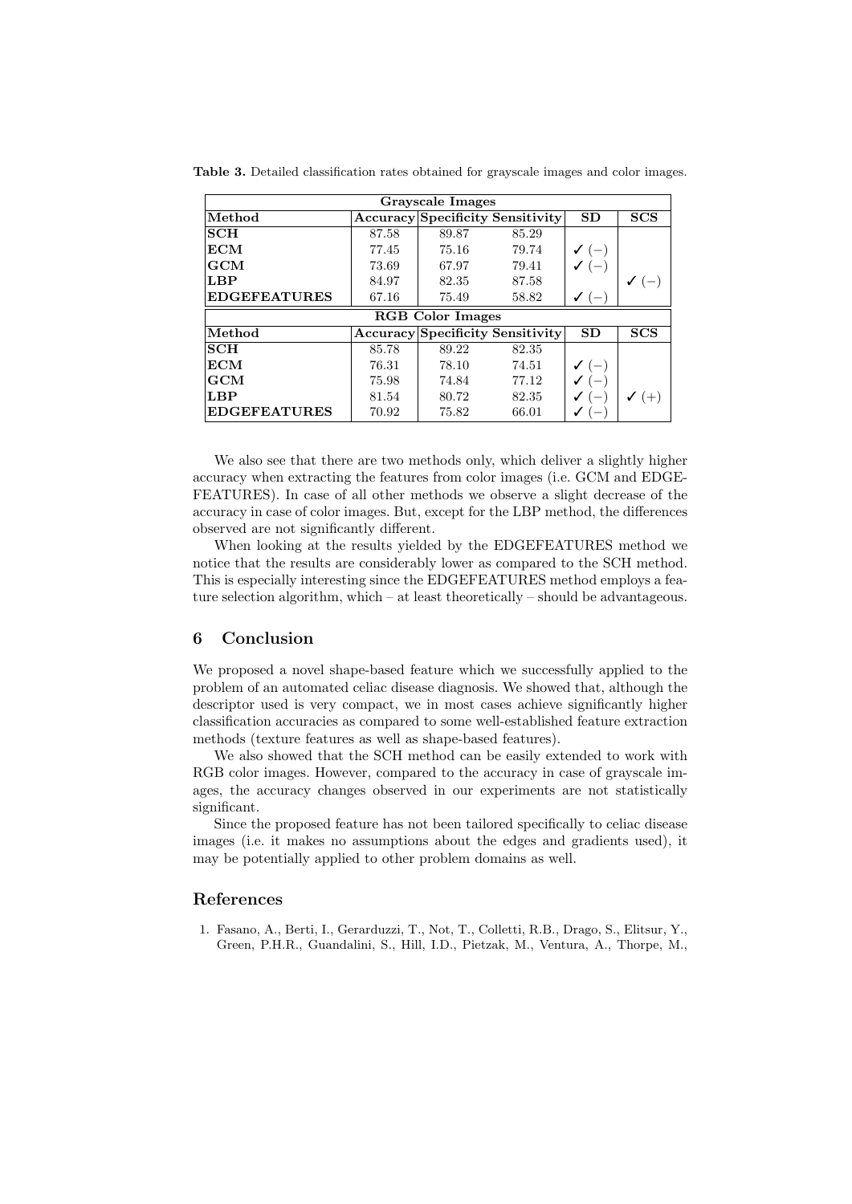**Table 3.** Detailed classification rates obtained for grayscale images and color images.

| Grayscale Images | | | | | |
|---|---|---|---|---|---|
| **Method** | **Accuracy** | **Specificity** | **Sensitivity** | **SD** | **SCS** |
| **SCH** | 87.58 | 89.87 | 85.29 | | |
| **ECM** | 77.45 | 75.16 | 79.74 | ✓ (−) | |
| **GCM** | 73.69 | 67.97 | 79.41 | ✓ (−) | |
| **LBP** | 84.97 | 82.35 | 87.58 | | ✓ (−) |
| **EDGEFEATURES** | 67.16 | 75.49 | 58.82 | ✓ (−) | |
| **RGB Color Images** | | | | | |
| **Method** | **Accuracy** | **Specificity** | **Sensitivity** | **SD** | **SCS** |
| **SCH** | 85.78 | 89.22 | 82.35 | | |
| **ECM** | 76.31 | 78.10 | 74.51 | ✓ (−) | |
| **GCM** | 75.98 | 74.84 | 77.12 | ✓ (−) | |
| **LBP** | 81.54 | 80.72 | 82.35 | ✓ (−) | ✓ (+) |
| **EDGEFEATURES** | 70.92 | 75.82 | 66.01 | ✓ (−) | |

We also see that there are two methods only, which deliver a slightly higher accuracy when extracting the features from color images (i.e. GCM and EDGEFEATURES). In case of all other methods we observe a slight decrease of the accuracy in case of color images. But, except for the LBP method, the differences observed are not significantly different.

When looking at the results yielded by the EDGEFEATURES method we notice that the results are considerably lower as compared to the SCH method. This is especially interesting since the EDGEFEATURES method employs a feature selection algorithm, which – at least theoretically – should be advantageous.

## 6 Conclusion

We proposed a novel shape-based feature which we successfully applied to the problem of an automated celiac disease diagnosis. We showed that, although the descriptor used is very compact, we in most cases achieve significantly higher classification accuracies as compared to some well-established feature extraction methods (texture features as well as shape-based features).

We also showed that the SCH method can be easily extended to work with RGB color images. However, compared to the accuracy in case of grayscale images, the accuracy changes observed in our experiments are not statistically significant.

Since the proposed feature has not been tailored specifically to celiac disease images (i.e. it makes no assumptions about the edges and gradients used), it may be potentially applied to other problem domains as well.

## References

1. Fasano, A., Berti, I., Gerarduzzi, T., Not, T., Colletti, R.B., Drago, S., Elitsur, Y., Green, P.H.R., Guandalini, S., Hill, I.D., Pietzak, M., Ventura, A., Thorpe, M.,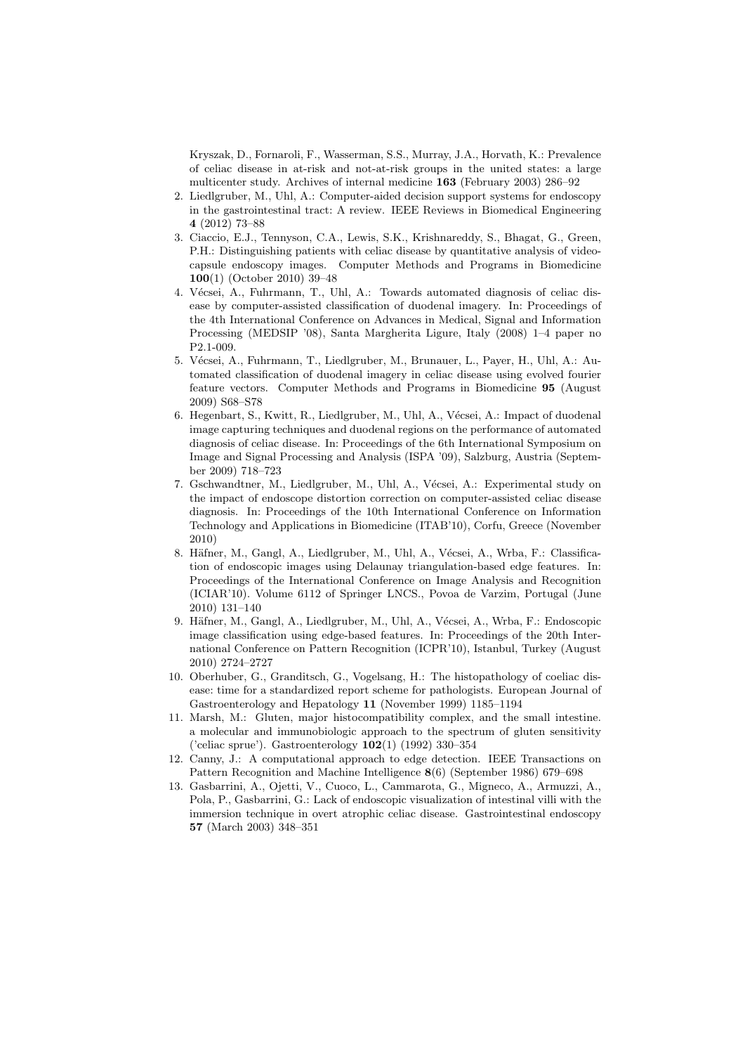Kryszak, D., Fornaroli, F., Wasserman, S.S., Murray, J.A., Horvath, K.: Prevalence of celiac disease in at-risk and not-at-risk groups in the united states: a large multicenter study. Archives of internal medicine **163** (February 2003) 286–92

2. Liedlgruber, M., Uhl, A.: Computer-aided decision support systems for endoscopy in the gastrointestinal tract: A review. IEEE Reviews in Biomedical Engineering **4** (2012) 73–88
3. Ciaccio, E.J., Tennyson, C.A., Lewis, S.K., Krishnareddy, S., Bhagat, G., Green, P.H.: Distinguishing patients with celiac disease by quantitative analysis of video-capsule endoscopy images. Computer Methods and Programs in Biomedicine **100**(1) (October 2010) 39–48
4. Vécsei, A., Fuhrmann, T., Uhl, A.: Towards automated diagnosis of celiac disease by computer-assisted classification of duodenal imagery. In: Proceedings of the 4th International Conference on Advances in Medical, Signal and Information Processing (MEDSIP '08), Santa Margherita Ligure, Italy (2008) 1–4 paper no P2.1-009.
5. Vécsei, A., Fuhrmann, T., Liedlgruber, M., Brunauer, L., Payer, H., Uhl, A.: Automated classification of duodenal imagery in celiac disease using evolved fourier feature vectors. Computer Methods and Programs in Biomedicine **95** (August 2009) S68–S78
6. Hegenbart, S., Kwitt, R., Liedlgruber, M., Uhl, A., Vécsei, A.: Impact of duodenal image capturing techniques and duodenal regions on the performance of automated diagnosis of celiac disease. In: Proceedings of the 6th International Symposium on Image and Signal Processing and Analysis (ISPA '09), Salzburg, Austria (September 2009) 718–723
7. Gschwandtner, M., Liedlgruber, M., Uhl, A., Vécsei, A.: Experimental study on the impact of endoscope distortion correction on computer-assisted celiac disease diagnosis. In: Proceedings of the 10th International Conference on Information Technology and Applications in Biomedicine (ITAB'10), Corfu, Greece (November 2010)
8. Häfner, M., Gangl, A., Liedlgruber, M., Uhl, A., Vécsei, A., Wrba, F.: Classification of endoscopic images using Delaunay triangulation-based edge features. In: Proceedings of the International Conference on Image Analysis and Recognition (ICIAR'10). Volume 6112 of Springer LNCS., Povoa de Varzim, Portugal (June 2010) 131–140
9. Häfner, M., Gangl, A., Liedlgruber, M., Uhl, A., Vécsei, A., Wrba, F.: Endoscopic image classification using edge-based features. In: Proceedings of the 20th International Conference on Pattern Recognition (ICPR'10), Istanbul, Turkey (August 2010) 2724–2727
10. Oberhuber, G., Granditsch, G., Vogelsang, H.: The histopathology of coeliac disease: time for a standardized report scheme for pathologists. European Journal of Gastroenterology and Hepatology **11** (November 1999) 1185–1194
11. Marsh, M.: Gluten, major histocompatibility complex, and the small intestine. a molecular and immunobiologic approach to the spectrum of gluten sensitivity ('celiac sprue'). Gastroenterology **102**(1) (1992) 330–354
12. Canny, J.: A computational approach to edge detection. IEEE Transactions on Pattern Recognition and Machine Intelligence **8**(6) (September 1986) 679–698
13. Gasbarrini, A., Ojetti, V., Cuoco, L., Cammarota, G., Migneco, A., Armuzzi, A., Pola, P., Gasbarrini, G.: Lack of endoscopic visualization of intestinal villi with the immersion technique in overt atrophic celiac disease. Gastrointestinal endoscopy **57** (March 2003) 348–351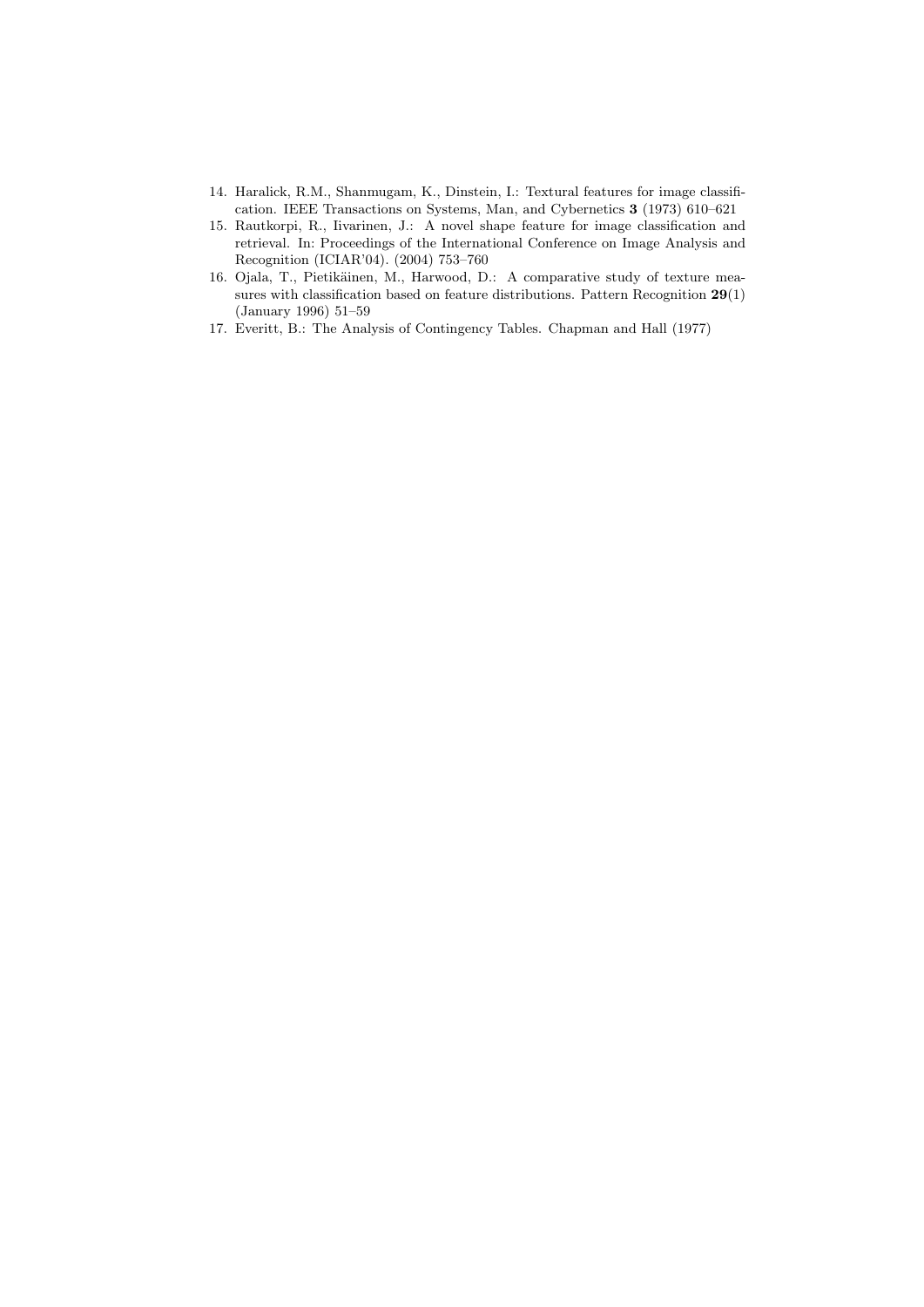14. Haralick, R.M., Shanmugam, K., Dinstein, I.: Textural features for image classification. IEEE Transactions on Systems, Man, and Cybernetics **3** (1973) 610–621
15. Rautkorpi, R., Iivarinen, J.: A novel shape feature for image classification and retrieval. In: Proceedings of the International Conference on Image Analysis and Recognition (ICIAR'04). (2004) 753–760
16. Ojala, T., Pietikäinen, M., Harwood, D.: A comparative study of texture measures with classification based on feature distributions. Pattern Recognition **29**(1) (January 1996) 51–59
17. Everitt, B.: The Analysis of Contingency Tables. Chapman and Hall (1977)